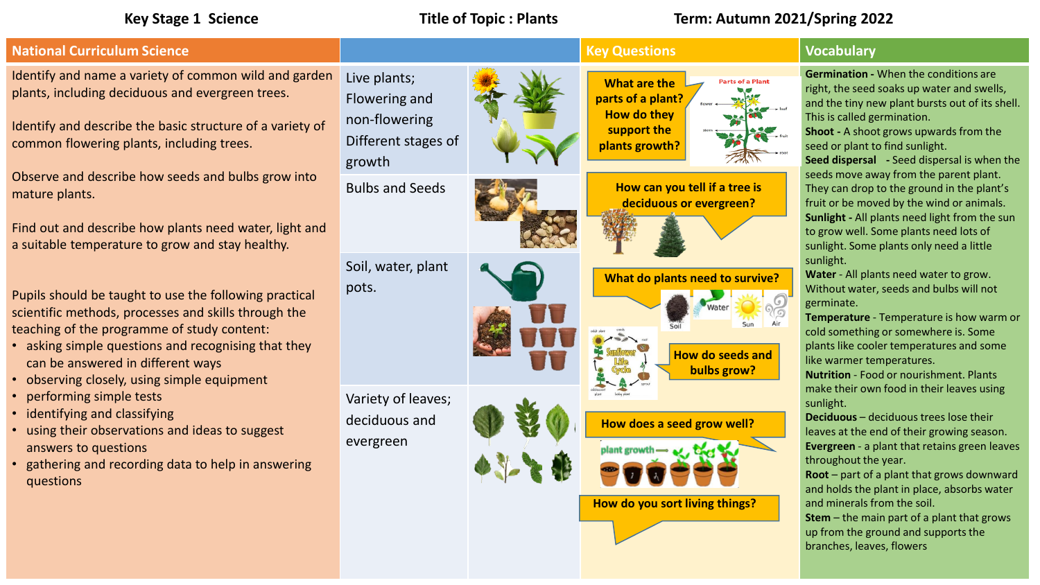**Key Stage 1 Science** | **Title of Topic : Plants** | **Term: Autumn 2021/Spring 2022**

## National Curriculum Science

Identify and name a variety of common wild and garden plants, including deciduous and evergreen trees.

Identify and describe the basic structure of a variety of common flowering plants, including trees.

Observe and describe how seeds and bulbs grow into mature plants.

Find out and describe how plants need water, light and a suitable temperature to grow and stay healthy.

Pupils should be taught to use the following practical scientific methods, processes and skills through the teaching of the programme of study content:

- asking simple questions and recognising that they can be answered in different ways
- observing closely, using simple equipment
- performing simple tests
- identifying and classifying
- using their observations and ideas to suggest answers to questions
- gathering and recording data to help in answering questions

## Resources

- Live plants; Flowering and non-flowering Different stages of growth
- Bulbs and Seeds
- Soil, water, plant pots.
- Variety of leaves; deciduous and evergreen

## Key Questions

- What are the parts of a plant? How do they support the plants growth?
- How can you tell if a tree is deciduous or evergreen?
- What do plants need to survive?
- How do seeds and bulbs grow?
- How does a seed grow well?
- How do you sort living things?

## Vocabulary

**Germination** - When the conditions are right, the seed soaks up water and swells, and the tiny new plant bursts out of its shell. This is called germination.

**Shoot** - A shoot grows upwards from the seed or plant to find sunlight.

**Seed dispersal** - Seed dispersal is when the seeds move away from the parent plant. They can drop to the ground in the plant's fruit or be moved by the wind or animals.

**Sunlight** - All plants need light from the sun to grow well. Some plants need lots of sunlight. Some plants only need a little sunlight.

**Water** - All plants need water to grow. Without water, seeds and bulbs will not germinate.

**Temperature** - Temperature is how warm or cold something or somewhere is. Some plants like cooler temperatures and some like warmer temperatures.

**Nutrition** - Food or nourishment. Plants make their own food in their leaves using sunlight.

**Deciduous** – deciduous trees lose their leaves at the end of their growing season.

**Evergreen** - a plant that retains green leaves throughout the year.

**Root** – part of a plant that grows downward and holds the plant in place, absorbs water and minerals from the soil.

**Stem** – the main part of a plant that grows up from the ground and supports the branches, leaves, flowers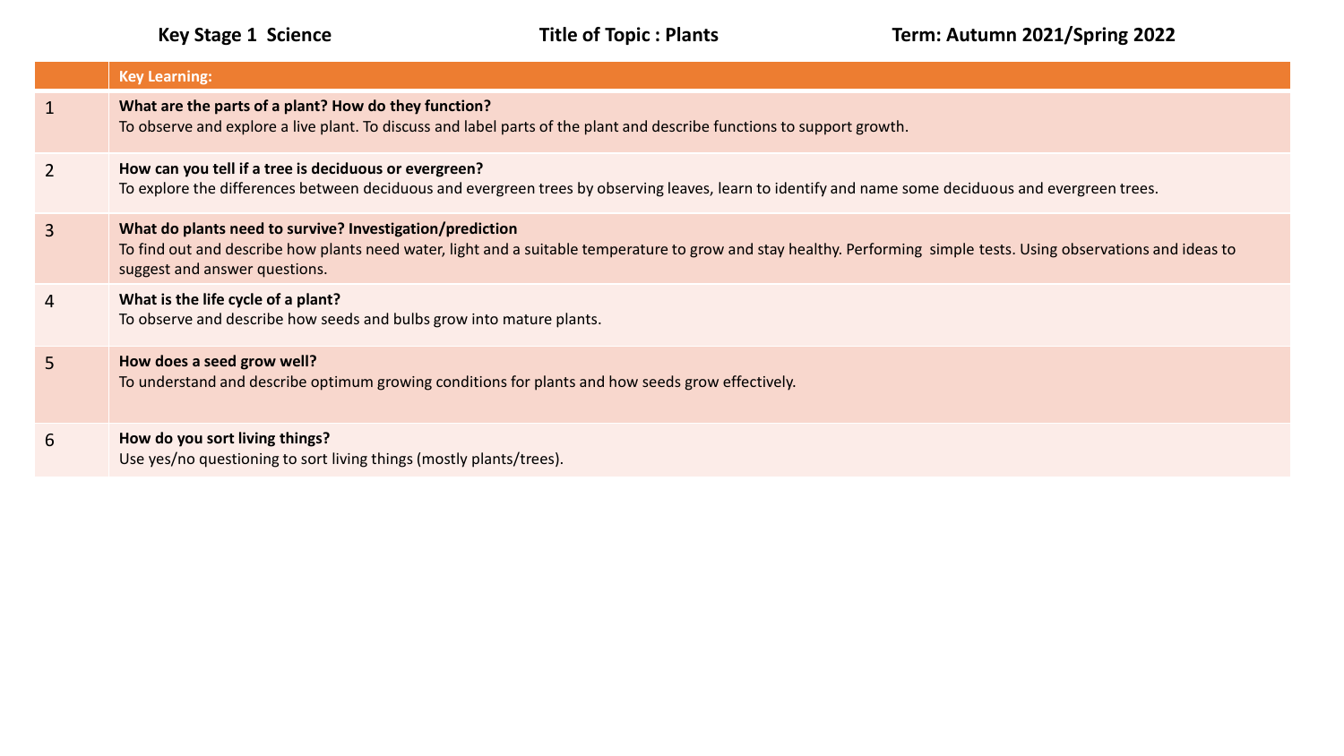**Key Stage 1 Science** **Title of Topic : Plants** **Term: Autumn 2021/Spring 2022**

| | Key Learning: |
|---|---|
| 1 | **What are the parts of a plant? How do they function?**<br>To observe and explore a live plant. To discuss and label parts of the plant and describe functions to support growth. |
| 2 | **How can you tell if a tree is deciduous or evergreen?**<br>To explore the differences between deciduous and evergreen trees by observing leaves, learn to identify and name some deciduous and evergreen trees. |
| 3 | **What do plants need to survive? Investigation/prediction**<br>To find out and describe how plants need water, light and a suitable temperature to grow and stay healthy. Performing simple tests. Using observations and ideas to suggest and answer questions. |
| 4 | **What is the life cycle of a plant?**<br>To observe and describe how seeds and bulbs grow into mature plants. |
| 5 | **How does a seed grow well?**<br>To understand and describe optimum growing conditions for plants and how seeds grow effectively. |
| 6 | **How do you sort living things?**<br>Use yes/no questioning to sort living things (mostly plants/trees). |